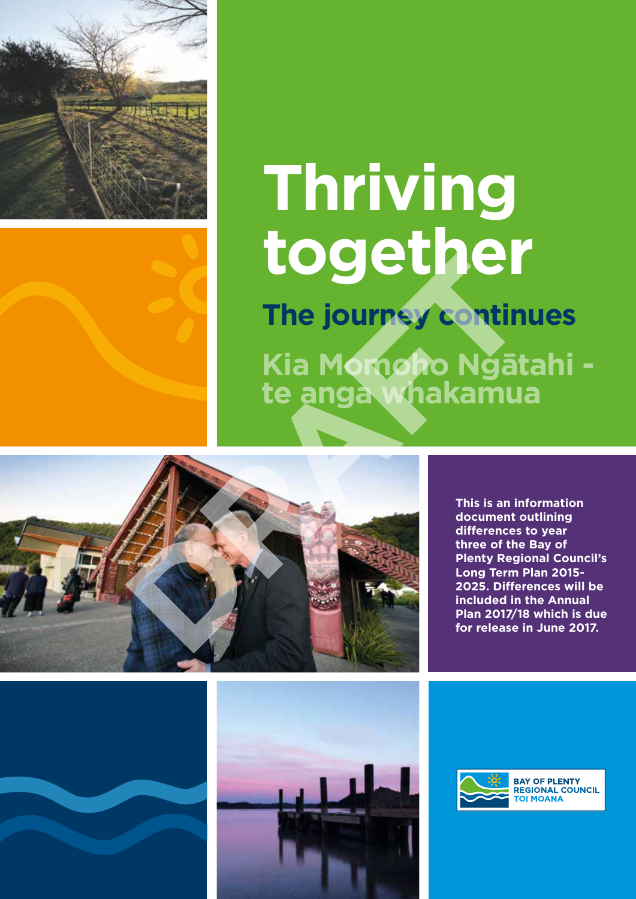# Thriving together

## The journey continues

## Kia Momoho Ngātahi - te anga whakamua

DRAFT

**This is an information document outlining differences to year three of the Bay of Plenty Regional Council's Long Term Plan 2015-2025. Differences will be included in the Annual Plan 2017/18 which is due for release in June 2017.**

BAY OF PLENTY REGIONAL COUNCIL TOI MOANA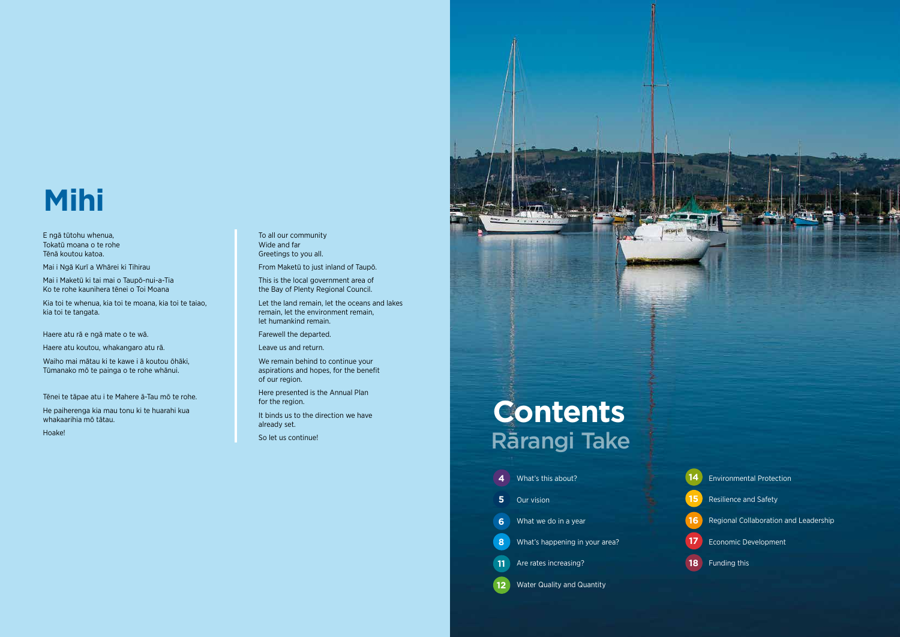# Mihi

E ngā tūtohu whenua,
Tokatū moana o te rohe
Tēnā koutou katoa.

Mai i Ngā Kurī a Whārei ki Tihirau

Mai i Maketū ki tai mai o Taupō-nui-a-Tia
Ko te rohe kaunihera tēnei o Toi Moana

Kia toi te whenua, kia toi te moana, kia toi te taiao, kia toi te tangata.

Haere atu rā e ngā mate o te wā.

Haere atu koutou, whakangaro atu rā.

Waiho mai mātau ki te kawe i ā koutou ōhāki, Tūmanako mō te painga o te rohe whānui.

Tēnei te tāpae atu i te Mahere ā-Tau mō te rohe.

He paiherenga kia mau tonu ki te huarahi kua whakaarihia mō tātau.

Hoake!

To all our community
Wide and far
Greetings to you all.

From Maketū to just inland of Taupō.

This is the local government area of the Bay of Plenty Regional Council.

Let the land remain, let the oceans and lakes remain, let the environment remain, let humankind remain.

Farewell the departed.

Leave us and return.

We remain behind to continue your aspirations and hopes, for the benefit of our region.

Here presented is the Annual Plan for the region.

It binds us to the direction we have already set.

So let us continue!

# Contents
## Rārangi Take

- 4 What's this about?
- 5 Our vision
- 6 What we do in a year
- 8 What's happening in your area?
- 11 Are rates increasing?
- 12 Water Quality and Quantity
- 14 Environmental Protection
- 15 Resilience and Safety
- 16 Regional Collaboration and Leadership
- 17 Economic Development
- 18 Funding this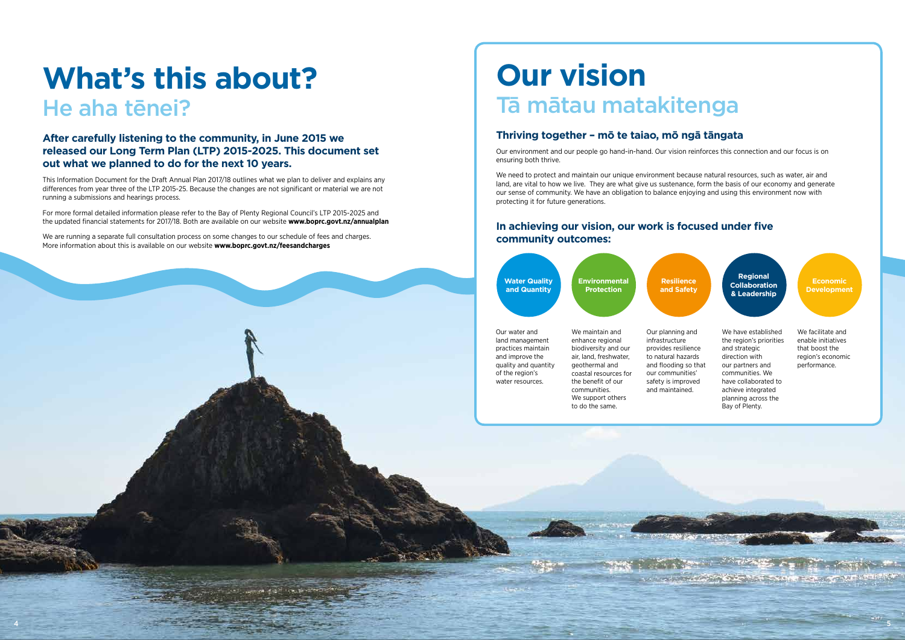# What's this about?

## He aha tēnei?

**After carefully listening to the community, in June 2015 we released our Long Term Plan (LTP) 2015-2025. This document set out what we planned to do for the next 10 years.**

This Information Document for the Draft Annual Plan 2017/18 outlines what we plan to deliver and explains any differences from year three of the LTP 2015-25. Because the changes are not significant or material we are not running a submissions and hearings process.

For more formal detailed information please refer to the Bay of Plenty Regional Council's LTP 2015-2025 and the updated financial statements for 2017/18. Both are available on our website **www.boprc.govt.nz/annualplan**

We are running a separate full consultation process on some changes to our schedule of fees and charges. More information about this is available on our website **www.boprc.govt.nz/feesandcharges**

# Our vision

## Tā mātau matakitenga

### Thriving together – mō te taiao, mō ngā tāngata

Our environment and our people go hand-in-hand. Our vision reinforces this connection and our focus is on ensuring both thrive.

We need to protect and maintain our unique environment because natural resources, such as water, air and land, are vital to how we live. They are what give us sustenance, form the basis of our economy and generate our sense of community. We have an obligation to balance enjoying and using this environment now with protecting it for future generations.

### In achieving our vision, our work is focused under five community outcomes:

**Water Quality and Quantity**

Our water and land management practices maintain and improve the quality and quantity of the region's water resources.

**Environmental Protection**

We maintain and enhance regional biodiversity and our air, land, freshwater, geothermal and coastal resources for the benefit of our communities. We support others to do the same.

**Resilience and Safety**

Our planning and infrastructure provides resilience to natural hazards and flooding so that our communities' safety is improved and maintained.

**Regional Collaboration & Leadership**

We have established the region's priorities and strategic direction with our partners and communities. We have collaborated to achieve integrated planning across the Bay of Plenty.

**Economic Development**

We facilitate and enable initiatives that boost the region's economic performance.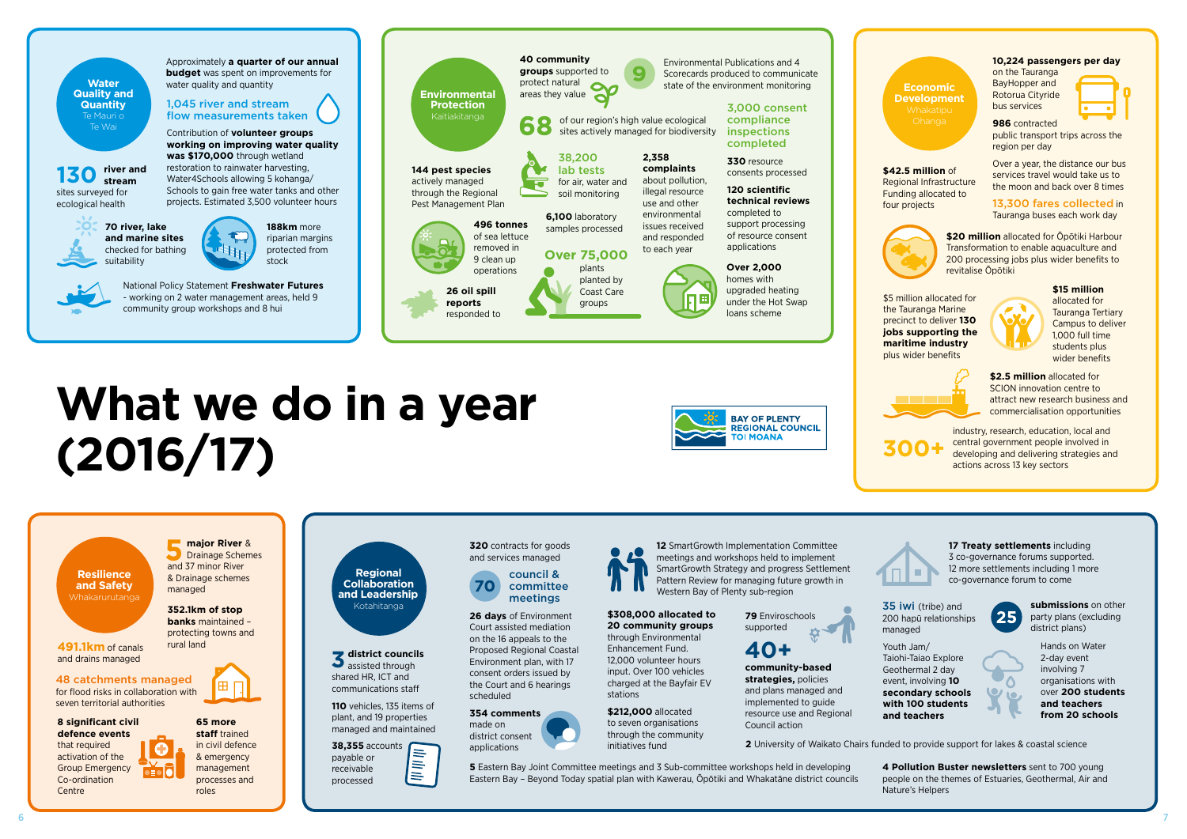# What we do in a year (2016/17)

BAY OF PLENTY REGIONAL COUNCIL TOI MOANA

## Water Quality and Quantity
Te Mauri o Te Wai

Approximately **a quarter of our annual budget** was spent on improvements for water quality and quantity

**1,045 river and stream flow measurements taken**

Contribution of **volunteer groups working on improving water quality was $170,000** through wetland restoration to rainwater harvesting, Water4Schools allowing 5 kohanga/Schools to gain free water tanks and other projects. Estimated 3,500 volunteer hours

**130 river and stream** sites surveyed for ecological health

**70 river, lake and marine sites** checked for bathing suitability

**188km** more riparian margins protected from stock

National Policy Statement **Freshwater Futures** - working on 2 water management areas, held 9 community group workshops and 8 hui

## Environmental Protection
Kaitiakitanga

**40 community groups** supported to protect natural areas they value

**9** Environmental Publications and 4 Scorecards produced to communicate state of the environment monitoring

**68** of our region's high value ecological sites actively managed for biodiversity

**3,000 consent compliance inspections completed**

**144 pest species** actively managed through the Regional Pest Management Plan

**38,200 lab tests** for air, water and soil monitoring

**2,358 complaints** about pollution, illegal resource use and other environmental issues received and responded to each year

**330** resource consents processed

**120 scientific technical reviews** completed to support processing of resource consent applications

**496 tonnes** of sea lettuce removed in 9 clean up operations

**6,100** laboratory samples processed

**Over 75,000** plants planted by Coast Care groups

**26 oil spill reports** responded to

**Over 2,000** homes with upgraded heating under the Hot Swap loans scheme

## Economic Development
Whakatipu Ohanga

**10,224 passengers per day** on the Tauranga BayHopper and Rotorua Cityride bus services

**986** contracted public transport trips across the region per day

Over a year, the distance our bus services travel would take us to the moon and back over 8 times

**$42.5 million** of Regional Infrastructure Funding allocated to four projects

**13,300 fares collected** in Tauranga buses each work day

**$20 million** allocated for Ōpōtiki Harbour Transformation to enable aquaculture and 200 processing jobs plus wider benefits to revitalise Ōpōtiki

$5 million allocated for the Tauranga Marine precinct to deliver **130 jobs supporting the maritime industry** plus wider benefits

**$15 million** allocated for Tauranga Tertiary Campus to deliver 1,000 full time students plus wider benefits

**$2.5 million** allocated for SCION innovation centre to attract new research business and commercialisation opportunities

**300+** industry, research, education, local and central government people involved in developing and delivering strategies and actions across 13 key sectors

## Resilience and Safety
Whakarurutanga

**5 major River** & Drainage Schemes and 37 minor River & Drainage schemes managed

**352.1km of stop banks** maintained – protecting towns and rural land

**491.1km** of canals and drains managed

**48 catchments managed** for flood risks in collaboration with seven territorial authorities

**8 significant civil defence events** that required activation of the Group Emergency Co-ordination Centre

**65 more staff** trained in civil defence & emergency management processes and roles

## Regional Collaboration and Leadership
Kotahitanga

**3 district councils** assisted through shared HR, ICT and communications staff

**110** vehicles, 135 items of plant, and 19 properties managed and maintained

**38,355** accounts payable or receivable processed

**320** contracts for goods and services managed

**70 council & committee meetings**

**26 days** of Environment Court assisted mediation on the 16 appeals to the Proposed Regional Coastal Environment plan, with 17 consent orders issued by the Court and 6 hearings scheduled

**354 comments** made on district consent applications

**12** SmartGrowth Implementation Committee meetings and workshops held to implement SmartGrowth Strategy and progress Settlement Pattern Review for managing future growth in Western Bay of Plenty sub-region

**$308,000 allocated to 20 community groups** through Environmental Enhancement Fund. 12,000 volunteer hours input. Over 100 vehicles charged at the Bayfair EV stations

**$212,000** allocated to seven organisations through the community initiatives fund

**79** Enviroschools supported

**40+ community-based strategies,** policies and plans managed and implemented to guide resource use and Regional Council action

**17 Treaty settlements** including 3 co-governance forums supported. 12 more settlements including 1 more co-governance forum to come

**35 iwi** (tribe) and 200 hapū relationships managed

**25 submissions** on other party plans (excluding district plans)

Youth Jam/ Taiohi-Taiao Explore Geothermal 2 day event, involving **10 secondary schools with 100 students and teachers**

Hands on Water 2-day event involving 7 organisations with over **200 students and teachers from 20 schools**

**2** University of Waikato Chairs funded to provide support for lakes & coastal science

**5** Eastern Bay Joint Committee meetings and 3 Sub-committee workshops held in developing Eastern Bay – Beyond Today spatial plan with Kawerau, Ōpōtiki and Whakatāne district councils

**4 Pollution Buster newsletters** sent to 700 young people on the themes of Estuaries, Geothermal, Air and Nature's Helpers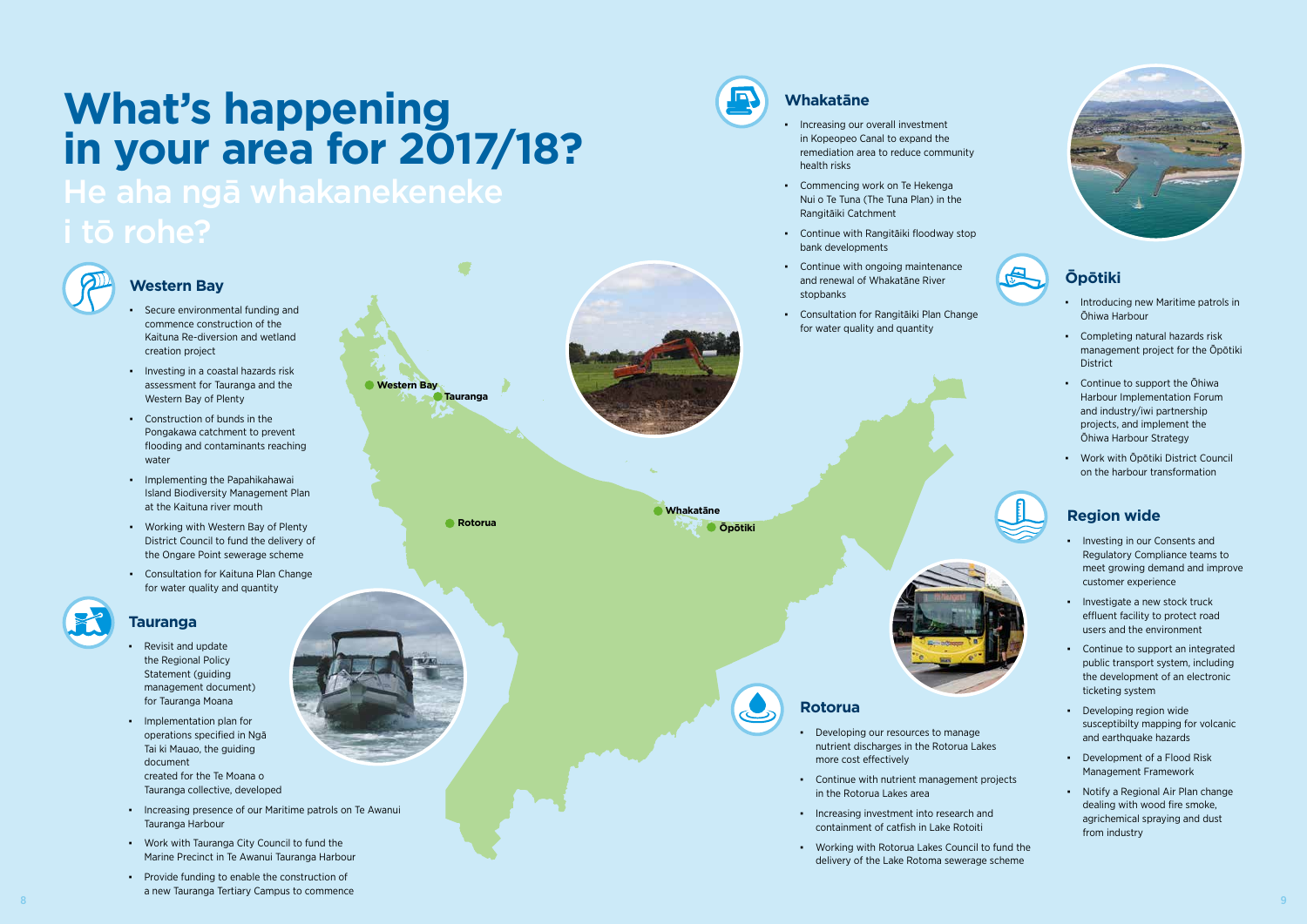# What's happening in your area for 2017/18?

## He aha ngā whakanekeneke i tō rohe?

### Western Bay

- Secure environmental funding and commence construction of the Kaituna Re-diversion and wetland creation project
- Investing in a coastal hazards risk assessment for Tauranga and the Western Bay of Plenty
- Construction of bunds in the Pongakawa catchment to prevent flooding and contaminants reaching water
- Implementing the Papahikahawai Island Biodiversity Management Plan at the Kaituna river mouth
- Working with Western Bay of Plenty District Council to fund the delivery of the Ongare Point sewerage scheme
- Consultation for Kaituna Plan Change for water quality and quantity

### Tauranga

- Revisit and update the Regional Policy Statement (guiding management document) for Tauranga Moana
- Implementation plan for operations specified in Ngā Tai ki Mauao, the guiding document created for the Te Moana o Tauranga collective, developed
- Increasing presence of our Maritime patrols on Te Awanui Tauranga Harbour
- Work with Tauranga City Council to fund the Marine Precinct in Te Awanui Tauranga Harbour
- Provide funding to enable the construction of a new Tauranga Tertiary Campus to commence

Western Bay
Tauranga
Rotorua
Whakatāne
Ōpōtiki

### Whakatāne

- Increasing our overall investment in Kopeopeo Canal to expand the remediation area to reduce community health risks
- Commencing work on Te Hekenga Nui o Te Tuna (The Tuna Plan) in the Rangitāiki Catchment
- Continue with Rangitāiki floodway stop bank developments
- Continue with ongoing maintenance and renewal of Whakatāne River stopbanks
- Consultation for Rangitāiki Plan Change for water quality and quantity

### Rotorua

- Developing our resources to manage nutrient discharges in the Rotorua Lakes more cost effectively
- Continue with nutrient management projects in the Rotorua Lakes area
- Increasing investment into research and containment of catfish in Lake Rotoiti
- Working with Rotorua Lakes Council to fund the delivery of the Lake Rotoma sewerage scheme

### Ōpōtiki

- Introducing new Maritime patrols in Ōhiwa Harbour
- Completing natural hazards risk management project for the Ōpōtiki District
- Continue to support the Ōhiwa Harbour Implementation Forum and industry/iwi partnership projects, and implement the Ōhiwa Harbour Strategy
- Work with Ōpōtiki District Council on the harbour transformation

### Region wide

- Investing in our Consents and Regulatory Compliance teams to meet growing demand and improve customer experience
- Investigate a new stock truck effluent facility to protect road users and the environment
- Continue to support an integrated public transport system, including the development of an electronic ticketing system
- Developing region wide susceptibilty mapping for volcanic and earthquake hazards
- Development of a Flood Risk Management Framework
- Notify a Regional Air Plan change dealing with wood fire smoke, agrichemical spraying and dust from industry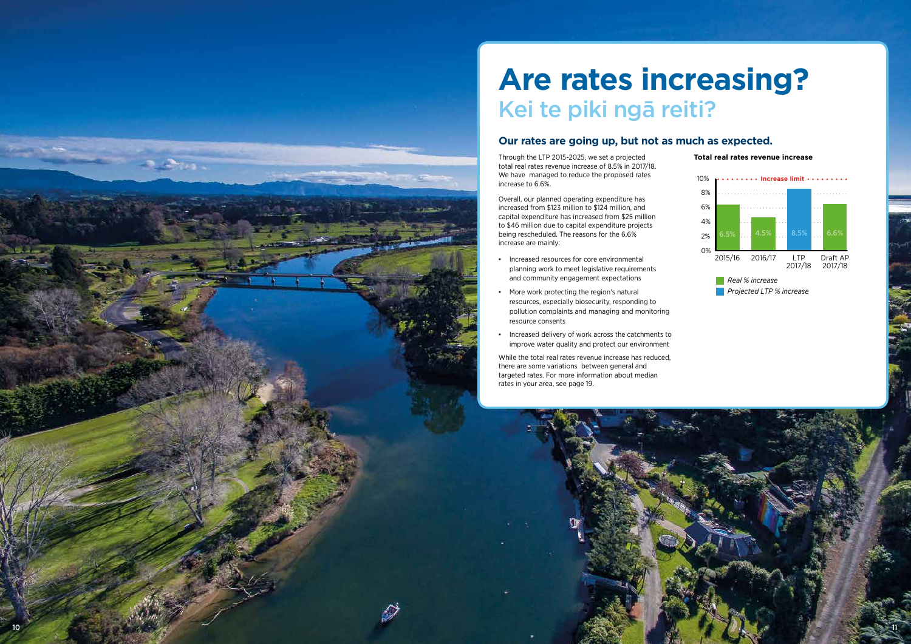# Are rates increasing?

## Kei te piki ngā reiti?

### Our rates are going up, but not as much as expected.

Through the LTP 2015-2025, we set a projected total real rates revenue increase of 8.5% in 2017/18. We have managed to reduce the proposed rates increase to 6.6%.

Overall, our planned operating expenditure has increased from $123 million to $124 million, and capital expenditure has increased from $25 million to $46 million due to capital expenditure projects being rescheduled. The reasons for the 6.6% increase are mainly:

- Increased resources for core environmental planning work to meet legislative requirements and community engagement expectations
- More work protecting the region's natural resources, especially biosecurity, responding to pollution complaints and managing and monitoring resource consents
- Increased delivery of work across the catchments to improve water quality and protect our environment

While the total real rates revenue increase has reduced, there are some variations between general and targeted rates. For more information about median rates in your area, see page 19.

**Total real rates revenue increase**

| Year | Increase | Type |
|---|---|---|
| 2015/16 | 6.5% | Real % increase |
| 2016/17 | 4.5% | Real % increase |
| LTP 2017/18 | 8.5% | Projected LTP % increase |
| Draft AP 2017/18 | 6.6% | Real % increase |

Increase limit: 10%

*Real % increase*
*Projected LTP % increase*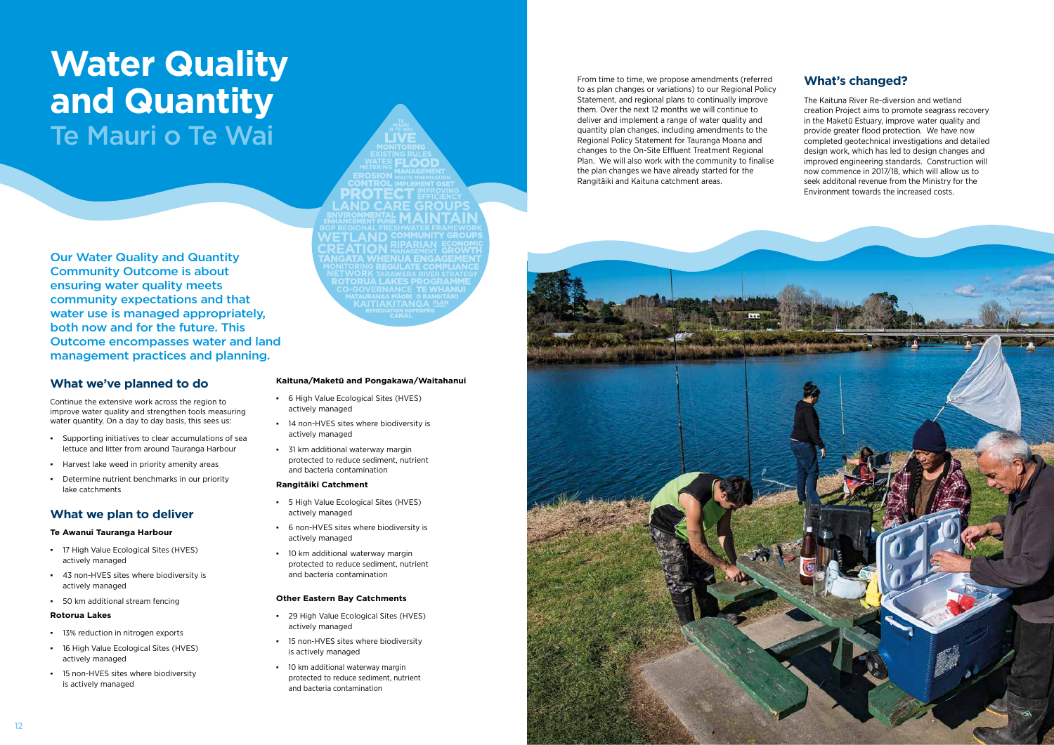# Water Quality and Quantity

## Te Mauri o Te Wai

**Our Water Quality and Quantity Community Outcome is about ensuring water quality meets community expectations and that water use is managed appropriately, both now and for the future. This Outcome encompasses water and land management practices and planning.**

## What we've planned to do

Continue the extensive work across the region to improve water quality and strengthen tools measuring water quantity. On a day to day basis, this sees us:

- Supporting initiatives to clear accumulations of sea lettuce and litter from around Tauranga Harbour
- Harvest lake weed in priority amenity areas
- Determine nutrient benchmarks in our priority lake catchments

## What we plan to deliver

**Te Awanui Tauranga Harbour**

- 17 High Value Ecological Sites (HVES) actively managed
- 43 non-HVES sites where biodiversity is actively managed
- 50 km additional stream fencing

**Rotorua Lakes**

- 13% reduction in nitrogen exports
- 16 High Value Ecological Sites (HVES) actively managed
- 15 non-HVES sites where biodiversity is actively managed

**Kaituna/Maketū and Pongakawa/Waitahanui**

- 6 High Value Ecological Sites (HVES) actively managed
- 14 non-HVES sites where biodiversity is actively managed
- 31 km additional waterway margin protected to reduce sediment, nutrient and bacteria contamination

**Rangitāiki Catchment**

- 5 High Value Ecological Sites (HVES) actively managed
- 6 non-HVES sites where biodiversity is actively managed
- 10 km additional waterway margin protected to reduce sediment, nutrient and bacteria contamination

**Other Eastern Bay Catchments**

- 29 High Value Ecological Sites (HVES) actively managed
- 15 non-HVES sites where biodiversity is actively managed
- 10 km additional waterway margin protected to reduce sediment, nutrient and bacteria contamination

From time to time, we propose amendments (referred to as plan changes or variations) to our Regional Policy Statement, and regional plans to continually improve them. Over the next 12 months we will continue to deliver and implement a range of water quality and quantity plan changes, including amendments to the Regional Policy Statement for Tauranga Moana and changes to the On-Site Effluent Treatment Regional Plan. We will also work with the community to finalise the plan changes we have already started for the Rangitāiki and Kaituna catchment areas.

## What's changed?

The Kaituna River Re-diversion and wetland creation Project aims to promote seagrass recovery in the Maketū Estuary, improve water quality and provide greater flood protection. We have now completed geotechnical investigations and detailed design work, which has led to design changes and improved engineering standards. Construction will now commence in 2017/18, which will allow us to seek additonal revenue from the Ministry for the Environment towards the increased costs.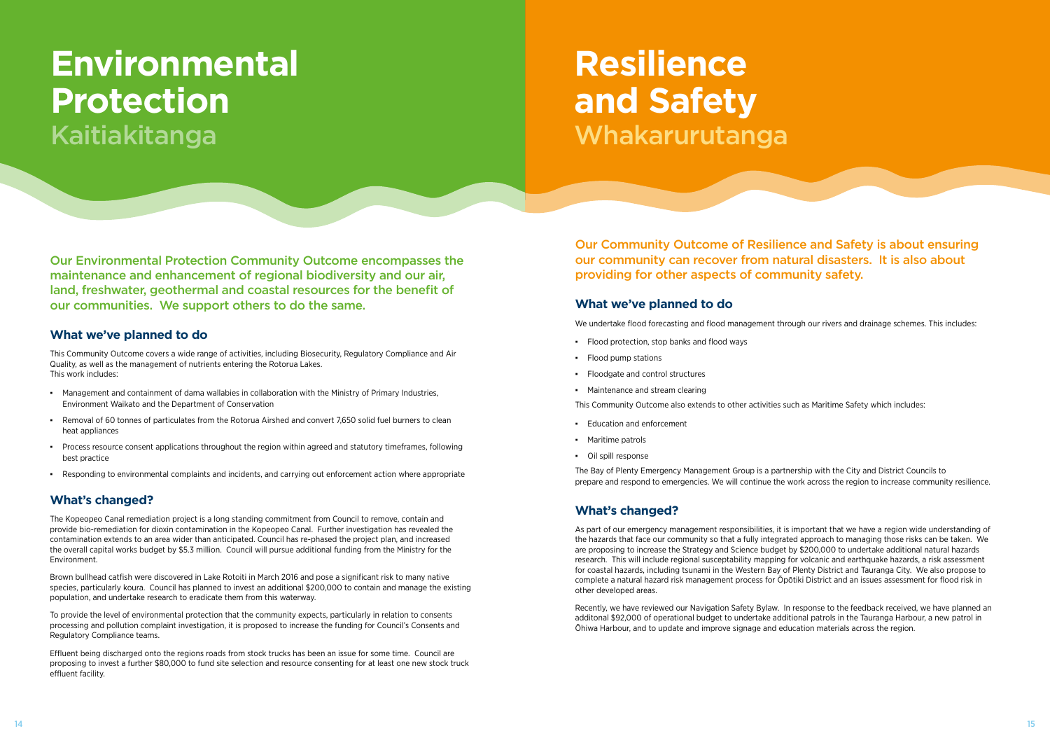# Environmental Protection

## Kaitiakitanga

Our Environmental Protection Community Outcome encompasses the maintenance and enhancement of regional biodiversity and our air, land, freshwater, geothermal and coastal resources for the benefit of our communities. We support others to do the same.

### What we've planned to do

This Community Outcome covers a wide range of activities, including Biosecurity, Regulatory Compliance and Air Quality, as well as the management of nutrients entering the Rotorua Lakes.
This work includes:

- Management and containment of dama wallabies in collaboration with the Ministry of Primary Industries, Environment Waikato and the Department of Conservation
- Removal of 60 tonnes of particulates from the Rotorua Airshed and convert 7,650 solid fuel burners to clean heat appliances
- Process resource consent applications throughout the region within agreed and statutory timeframes, following best practice
- Responding to environmental complaints and incidents, and carrying out enforcement action where appropriate

### What's changed?

The Kopeopeo Canal remediation project is a long standing commitment from Council to remove, contain and provide bio-remediation for dioxin contamination in the Kopeopeo Canal. Further investigation has revealed the contamination extends to an area wider than anticipated. Council has re-phased the project plan, and increased the overall capital works budget by $5.3 million. Council will pursue additional funding from the Ministry for the Environment.

Brown bullhead catfish were discovered in Lake Rotoiti in March 2016 and pose a significant risk to many native species, particularly koura. Council has planned to invest an additional $200,000 to contain and manage the existing population, and undertake research to eradicate them from this waterway.

To provide the level of environmental protection that the community expects, particularly in relation to consents processing and pollution complaint investigation, it is proposed to increase the funding for Council's Consents and Regulatory Compliance teams.

Effluent being discharged onto the regions roads from stock trucks has been an issue for some time. Council are proposing to invest a further $80,000 to fund site selection and resource consenting for at least one new stock truck effluent facility.

# Resilience and Safety

## Whakarurutanga

Our Community Outcome of Resilience and Safety is about ensuring our community can recover from natural disasters. It is also about providing for other aspects of community safety.

### What we've planned to do

We undertake flood forecasting and flood management through our rivers and drainage schemes. This includes:

- Flood protection, stop banks and flood ways
- Flood pump stations
- Floodgate and control structures
- Maintenance and stream clearing

This Community Outcome also extends to other activities such as Maritime Safety which includes:

- Education and enforcement
- Maritime patrols
- Oil spill response

The Bay of Plenty Emergency Management Group is a partnership with the City and District Councils to prepare and respond to emergencies. We will continue the work across the region to increase community resilience.

### What's changed?

As part of our emergency management responsibilities, it is important that we have a region wide understanding of the hazards that face our community so that a fully integrated approach to managing those risks can be taken. We are proposing to increase the Strategy and Science budget by $200,000 to undertake additional natural hazards research. This will include regional susceptability mapping for volcanic and earthquake hazards, a risk assessment for coastal hazards, including tsunami in the Western Bay of Plenty District and Tauranga City. We also propose to complete a natural hazard risk management process for Ōpōtiki District and an issues assessment for flood risk in other developed areas.

Recently, we have reviewed our Navigation Safety Bylaw. In response to the feedback received, we have planned an additonal $92,000 of operational budget to undertake additional patrols in the Tauranga Harbour, a new patrol in Ōhiwa Harbour, and to update and improve signage and education materials across the region.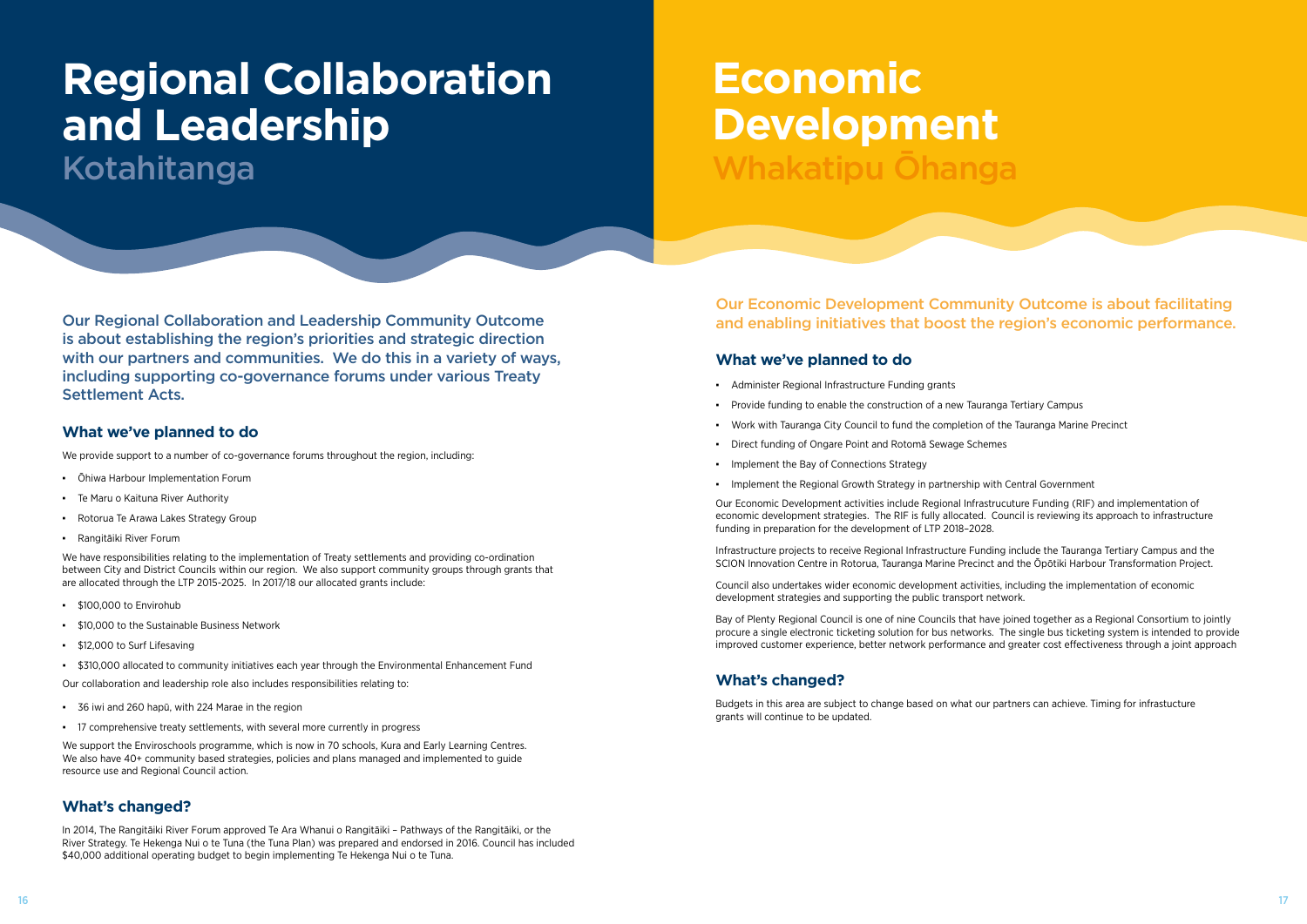# Regional Collaboration and Leadership

## Kotahitanga

Our Regional Collaboration and Leadership Community Outcome is about establishing the region's priorities and strategic direction with our partners and communities. We do this in a variety of ways, including supporting co-governance forums under various Treaty Settlement Acts.

### What we've planned to do

We provide support to a number of co-governance forums throughout the region, including:

- Ōhiwa Harbour Implementation Forum
- Te Maru o Kaituna River Authority
- Rotorua Te Arawa Lakes Strategy Group
- Rangitāiki River Forum

We have responsibilities relating to the implementation of Treaty settlements and providing co-ordination between City and District Councils within our region. We also support community groups through grants that are allocated through the LTP 2015-2025. In 2017/18 our allocated grants include:

- $100,000 to Envirohub
- $10,000 to the Sustainable Business Network
- $12,000 to Surf Lifesaving
- $310,000 allocated to community initiatives each year through the Environmental Enhancement Fund

Our collaboration and leadership role also includes responsibilities relating to:

- 36 iwi and 260 hapū, with 224 Marae in the region
- 17 comprehensive treaty settlements, with several more currently in progress

We support the Enviroschools programme, which is now in 70 schools, Kura and Early Learning Centres. We also have 40+ community based strategies, policies and plans managed and implemented to guide resource use and Regional Council action.

### What's changed?

In 2014, The Rangitāiki River Forum approved Te Ara Whanui o Rangitāiki – Pathways of the Rangitāiki, or the River Strategy. Te Hekenga Nui o te Tuna (the Tuna Plan) was prepared and endorsed in 2016. Council has included $40,000 additional operating budget to begin implementing Te Hekenga Nui o te Tuna.

# Economic Development

## Whakatipu Ōhanga

Our Economic Development Community Outcome is about facilitating and enabling initiatives that boost the region's economic performance.

### What we've planned to do

- Administer Regional Infrastructure Funding grants
- Provide funding to enable the construction of a new Tauranga Tertiary Campus
- Work with Tauranga City Council to fund the completion of the Tauranga Marine Precinct
- Direct funding of Ongare Point and Rotomā Sewage Schemes
- Implement the Bay of Connections Strategy
- Implement the Regional Growth Strategy in partnership with Central Government

Our Economic Development activities include Regional Infrastrucuture Funding (RIF) and implementation of economic development strategies. The RIF is fully allocated. Council is reviewing its approach to infrastructure funding in preparation for the development of LTP 2018–2028.

Infrastructure projects to receive Regional Infrastructure Funding include the Tauranga Tertiary Campus and the SCION Innovation Centre in Rotorua, Tauranga Marine Precinct and the Ōpōtiki Harbour Transformation Project.

Council also undertakes wider economic development activities, including the implementation of economic development strategies and supporting the public transport network.

Bay of Plenty Regional Council is one of nine Councils that have joined together as a Regional Consortium to jointly procure a single electronic ticketing solution for bus networks. The single bus ticketing system is intended to provide improved customer experience, better network performance and greater cost effectiveness through a joint approach

### What's changed?

Budgets in this area are subject to change based on what our partners can achieve. Timing for infrastucture grants will continue to be updated.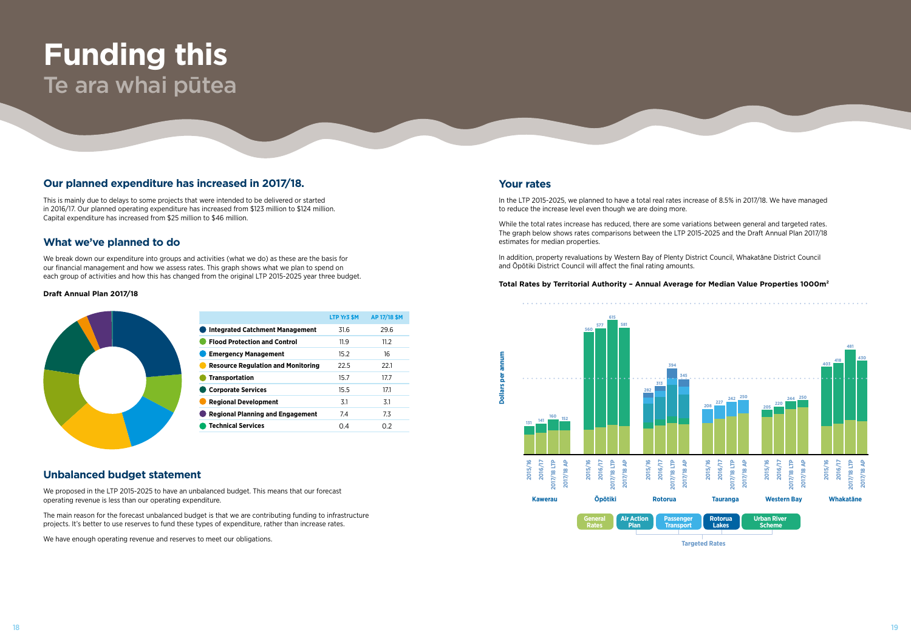# Funding this
## Te ara whai pūtea

## Our planned expenditure has increased in 2017/18.

This is mainly due to delays to some projects that were intended to be delivered or started in 2016/17. Our planned operating expenditure has increased from $123 million to $124 million. Capital expenditure has increased from $25 million to $46 million.

## What we've planned to do

We break down our expenditure into groups and activities (what we do) as these are the basis for our financial management and how we assess rates. This graph shows what we plan to spend on each group of activities and how this has changed from the original LTP 2015-2025 year three budget.

**Draft Annual Plan 2017/18**

| | LTP Yr3 $M | AP 17/18 $M |
|---|---|---|
| **Integrated Catchment Management** | 31.6 | 29.6 |
| **Flood Protection and Control** | 11.9 | 11.2 |
| **Emergency Management** | 15.2 | 16 |
| **Resource Regulation and Monitoring** | 22.5 | 22.1 |
| **Transportation** | 15.7 | 17.7 |
| **Corporate Services** | 15.5 | 17.1 |
| **Regional Development** | 3.1 | 3.1 |
| **Regional Planning and Engagement** | 7.4 | 7.3 |
| **Technical Services** | 0.4 | 0.2 |

## Unbalanced budget statement

We proposed in the LTP 2015-2025 to have an unbalanced budget. This means that our forecast operating revenue is less than our operating expenditure.

The main reason for the forecast unbalanced budget is that we are contributing funding to infrastructure projects. It's better to use reserves to fund these types of expenditure, rather than increase rates.

We have enough operating revenue and reserves to meet our obligations.

## Your rates

In the LTP 2015-2025, we planned to have a total real rates increase of 8.5% in 2017/18. We have managed to reduce the increase level even though we are doing more.

While the total rates increase has reduced, there are some variations between general and targeted rates. The graph below shows rates comparisons between the LTP 2015-2025 and the Draft Annual Plan 2017/18 estimates for median properties.

In addition, property revaluations by Western Bay of Plenty District Council, Whakatāne District Council and Ōpōtiki District Council will affect the final rating amounts.

**Total Rates by Territorial Authority – Annual Average for Median Value Properties 1000m²**

Dollars per annum

| | 2015/16 | 2016/17 | 2017/18 LTP | 2017/18 AP |
|---|---|---|---|---|
| Kawerau | 131 | 141 | 160 | 152 |
| Ōpōtiki | 560 | 577 | 615 | 581 |
| Rotorua | 282 | 313 | 394 | 345 |
| Tauranga | 208 | 227 | 242 | 250 |
| Western Bay | 205 | 220 | 244 | 250 |
| Whakatāne | 403 | 418 | 481 | 430 |

General Rates; Targeted Rates: Air Action Plan, Passenger Transport, Rotorua Lakes, Urban River Scheme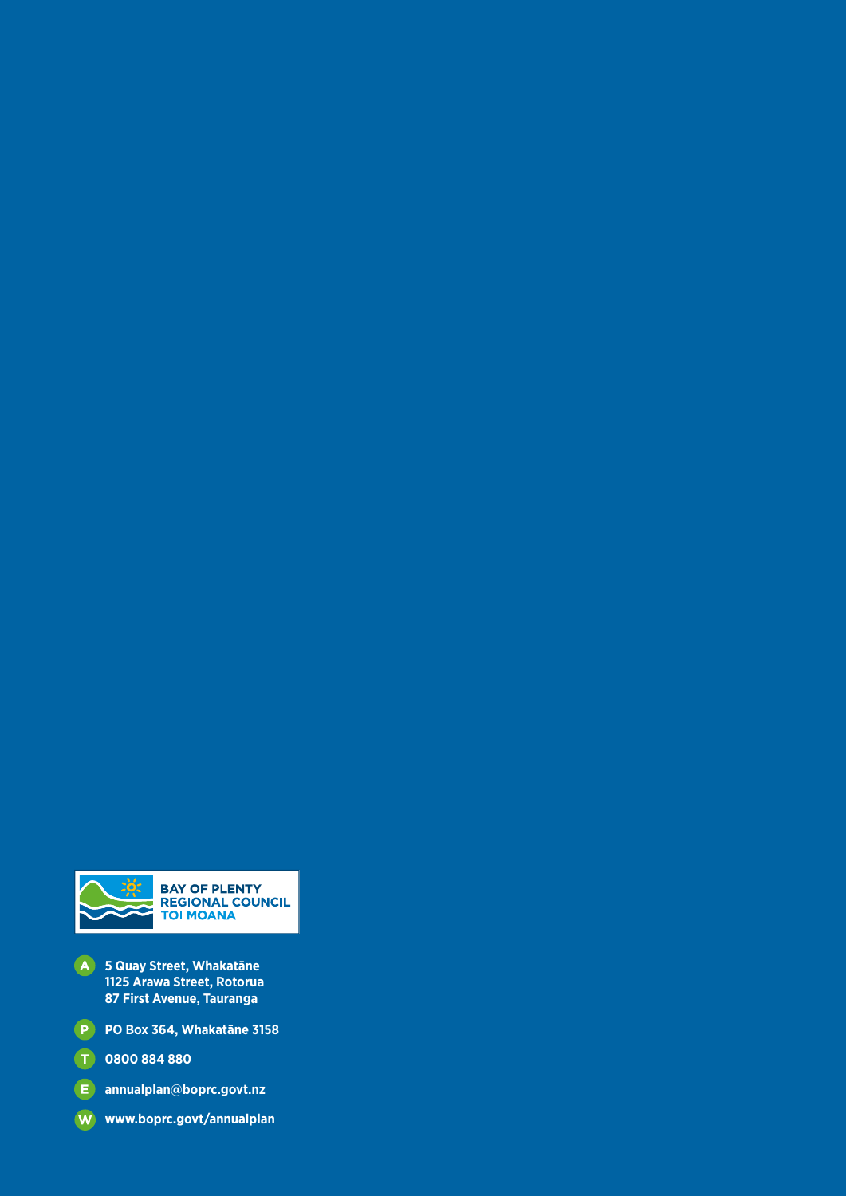BAY OF PLENTY
REGIONAL COUNCIL
TOI MOANA

A 5 Quay Street, Whakatāne
1125 Arawa Street, Rotorua
87 First Avenue, Tauranga

P PO Box 364, Whakatāne 3158

T 0800 884 880

E annualplan@boprc.govt.nz

W www.boprc.govt/annualplan